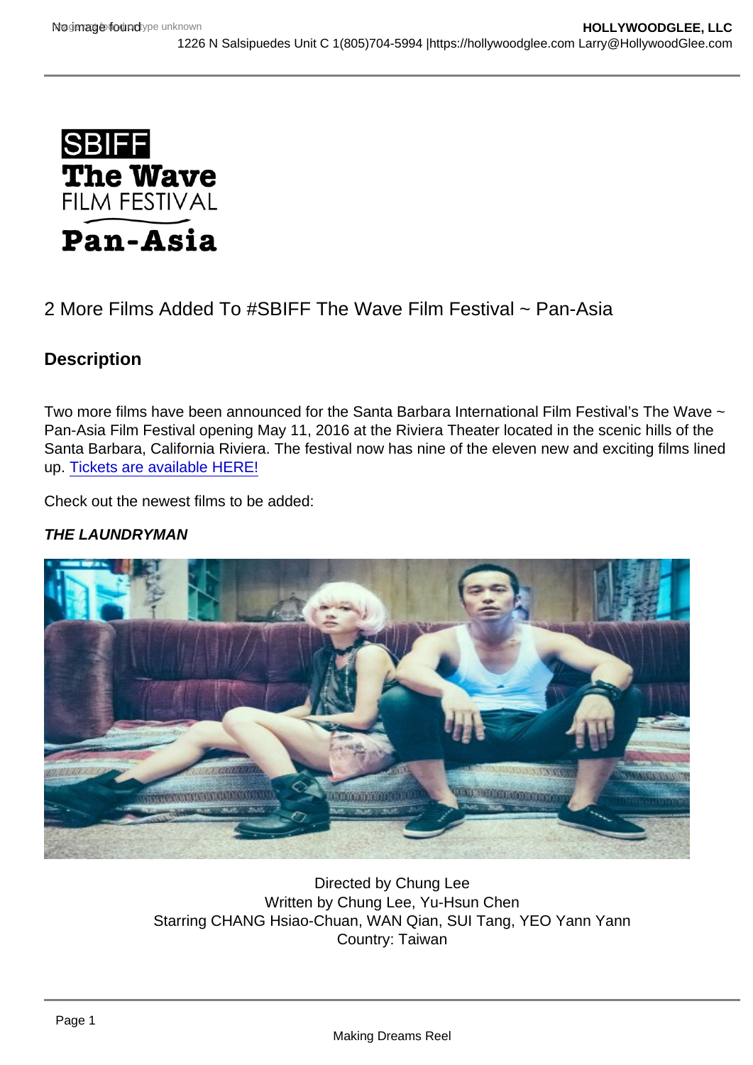SBIFF
The Wave
FILM FESTIVAL
Pan-Asia

# 2 More Films Added To #SBIFF The Wave Film Festival ~ Pan-Asia

## Description

Two more films have been announced for the Santa Barbara International Film Festival's The Wave ~ Pan-Asia Film Festival opening May 11, 2016 at the Riviera Theater located in the scenic hills of the Santa Barbara, California Riviera. The festival now has nine of the eleven new and exciting films lined up. [Tickets are available HERE!]

Check out the newest films to be added:

***THE LAUNDRYMAN***

Directed by Chung Lee
Written by Chung Lee, Yu-Hsun Chen
Starring CHANG Hsiao-Chuan, WAN Qian, SUI Tang, YEO Yann Yann
Country: Taiwan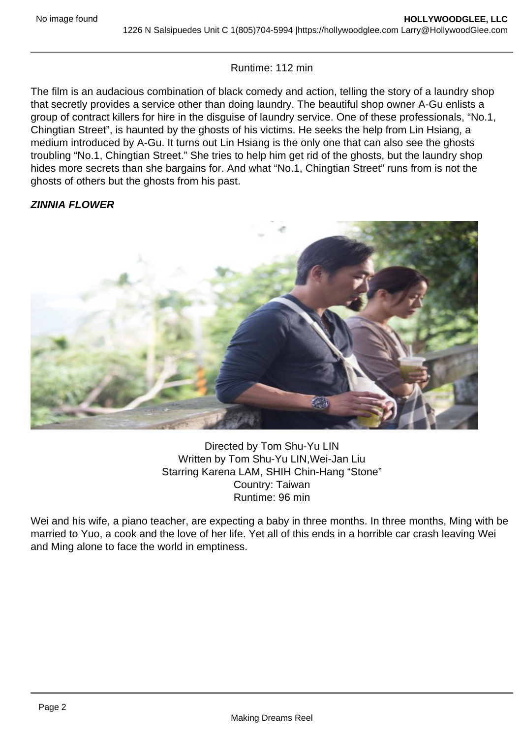Runtime: 112 min

The film is an audacious combination of black comedy and action, telling the story of a laundry shop that secretly provides a service other than doing laundry. The beautiful shop owner A-Gu enlists a group of contract killers for hire in the disguise of laundry service. One of these professionals, “No.1, Chingtian Street”, is haunted by the ghosts of his victims. He seeks the help from Lin Hsiang, a medium introduced by A-Gu. It turns out Lin Hsiang is the only one that can also see the ghosts troubling “No.1, Chingtian Street.” She tries to help him get rid of the ghosts, but the laundry shop hides more secrets than she bargains for. And what “No.1, Chingtian Street” runs from is not the ghosts of others but the ghosts from his past.

***ZINNIA FLOWER***

Directed by Tom Shu-Yu LIN
Written by Tom Shu-Yu LIN,Wei-Jan Liu
Starring Karena LAM, SHIH Chin-Hang “Stone”
Country: Taiwan
Runtime: 96 min

Wei and his wife, a piano teacher, are expecting a baby in three months. In three months, Ming with be married to Yuo, a cook and the love of her life. Yet all of this ends in a horrible car crash leaving Wei and Ming alone to face the world in emptiness.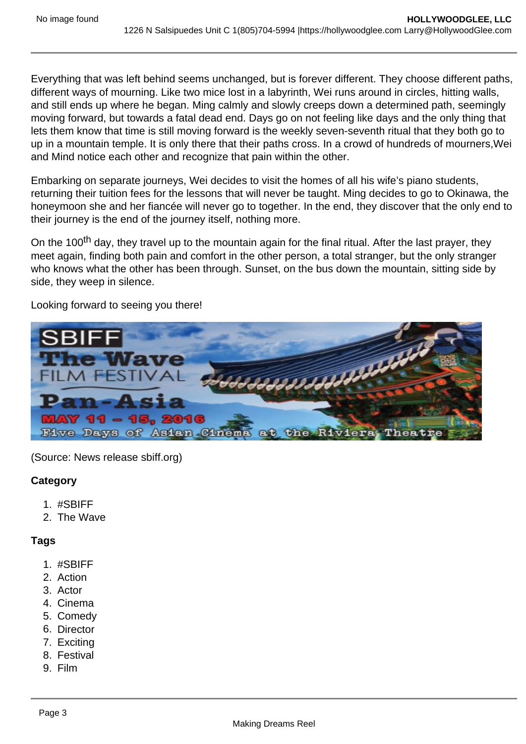Everything that was left behind seems unchanged, but is forever different. They choose different paths, different ways of mourning. Like two mice lost in a labyrinth, Wei runs around in circles, hitting walls, and still ends up where he began. Ming calmly and slowly creeps down a determined path, seemingly moving forward, but towards a fatal dead end. Days go on not feeling like days and the only thing that lets them know that time is still moving forward is the weekly seven-seventh ritual that they both go to up in a mountain temple. It is only there that their paths cross. In a crowd of hundreds of mourners,Wei and Mind notice each other and recognize that pain within the other.

Embarking on separate journeys, Wei decides to visit the homes of all his wife's piano students, returning their tuition fees for the lessons that will never be taught. Ming decides to go to Okinawa, the honeymoon she and her fiancée will never go to together. In the end, they discover that the only end to their journey is the end of the journey itself, nothing more.

On the 100th day, they travel up to the mountain again for the final ritual. After the last prayer, they meet again, finding both pain and comfort in the other person, a total stranger, but the only stranger who knows what the other has been through. Sunset, on the bus down the mountain, sitting side by side, they weep in silence.

Looking forward to seeing you there!

(Source: News release sbiff.org)

**Category**

1. #SBIFF
2. The Wave

**Tags**

1. #SBIFF
2. Action
3. Actor
4. Cinema
5. Comedy
6. Director
7. Exciting
8. Festival
9. Film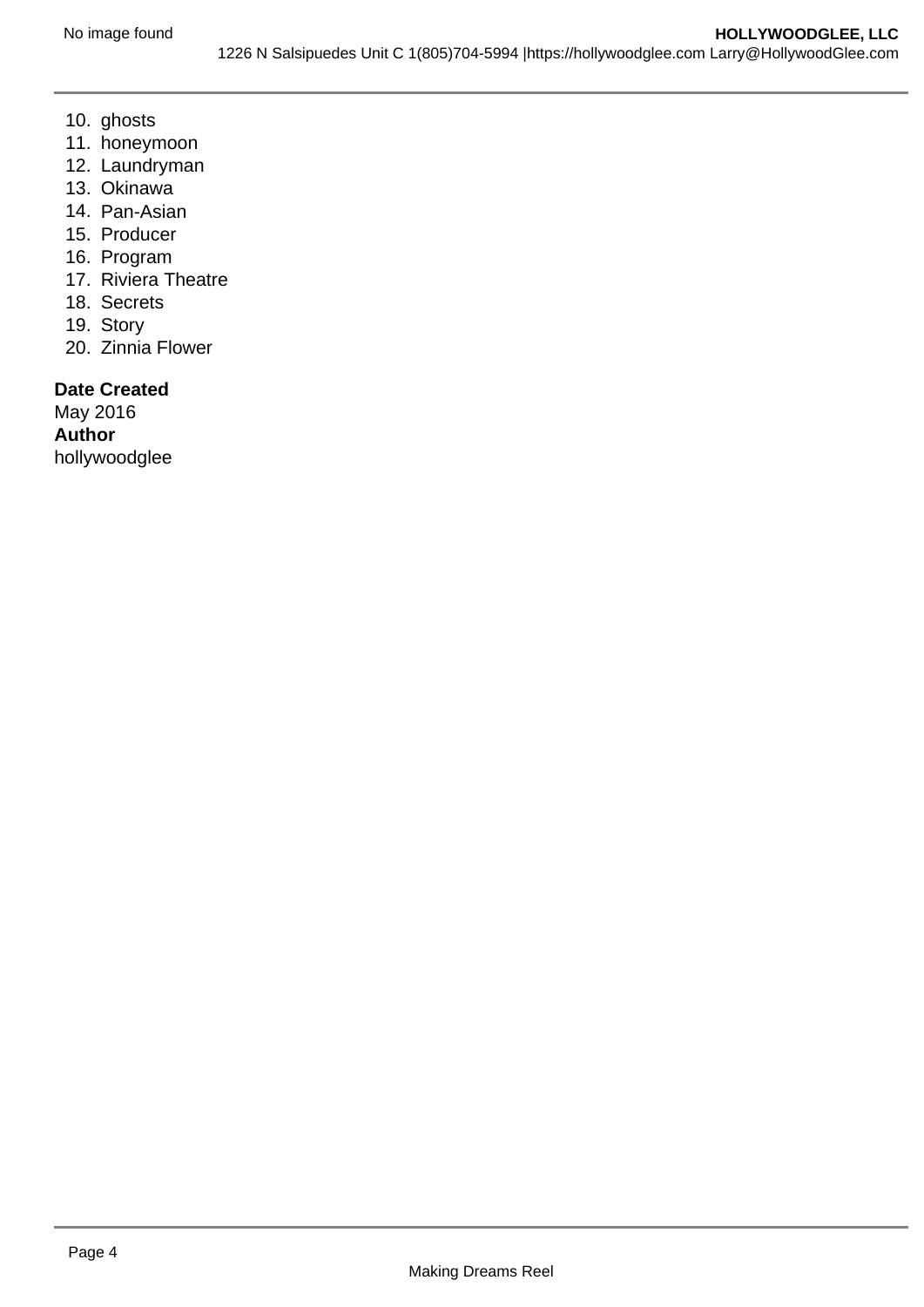10. ghosts
11. honeymoon
12. Laundryman
13. Okinawa
14. Pan-Asian
15. Producer
16. Program
17. Riviera Theatre
18. Secrets
19. Story
20. Zinnia Flower

**Date Created**
May 2016
**Author**
hollywoodglee